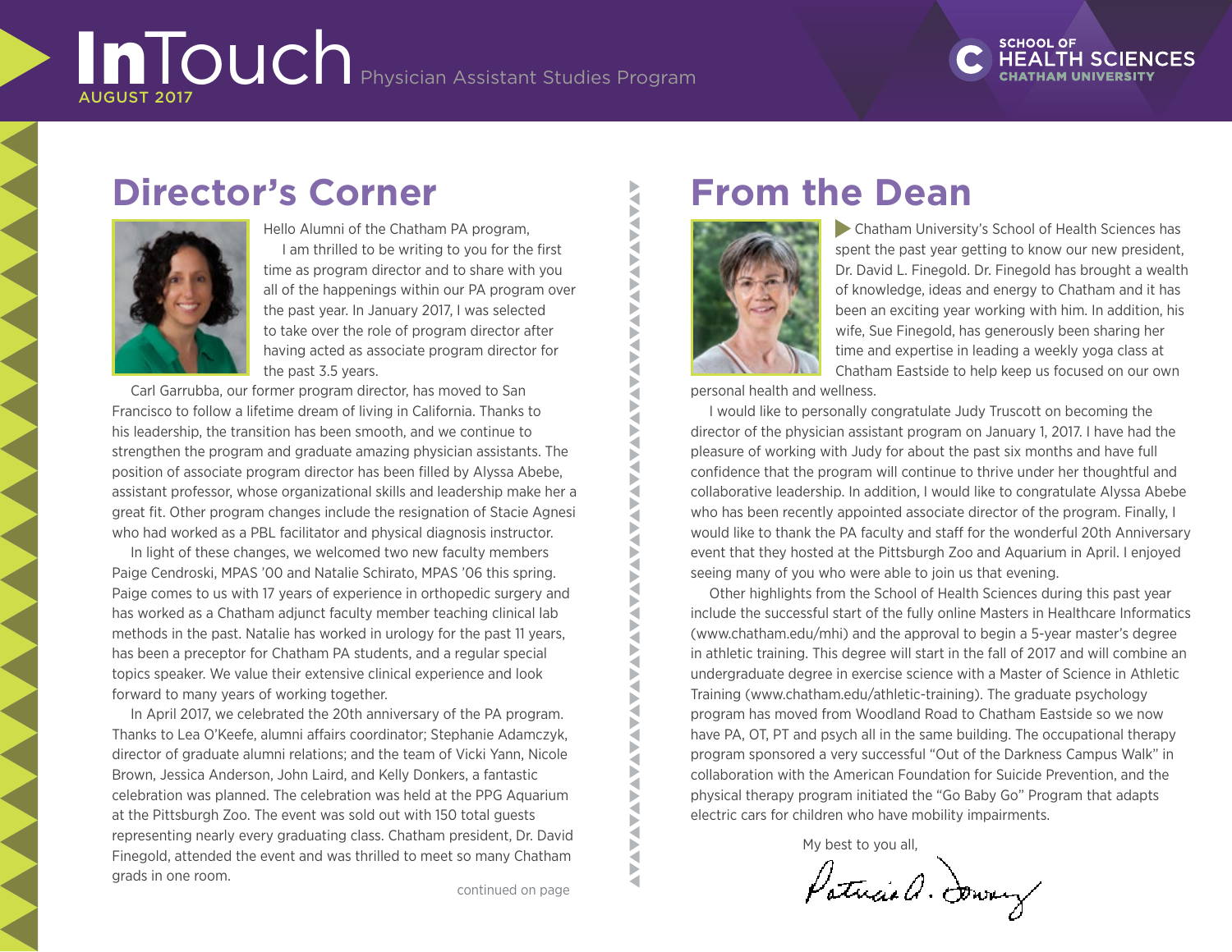# InTouch

AUGUST 2017

Physician Assistant Studies Program

SCHOOL OF HEALTH SCIENCES
CHATHAM UNIVERSITY

## Director's Corner

Hello Alumni of the Chatham PA program,

I am thrilled to be writing to you for the first time as program director and to share with you all of the happenings within our PA program over the past year. In January 2017, I was selected to take over the role of program director after having acted as associate program director for the past 3.5 years.

Carl Garrubba, our former program director, has moved to San Francisco to follow a lifetime dream of living in California. Thanks to his leadership, the transition has been smooth, and we continue to strengthen the program and graduate amazing physician assistants. The position of associate program director has been filled by Alyssa Abebe, assistant professor, whose organizational skills and leadership make her a great fit. Other program changes include the resignation of Stacie Agnesi who had worked as a PBL facilitator and physical diagnosis instructor.

In light of these changes, we welcomed two new faculty members Paige Cendroski, MPAS '00 and Natalie Schirato, MPAS '06 this spring. Paige comes to us with 17 years of experience in orthopedic surgery and has worked as a Chatham adjunct faculty member teaching clinical lab methods in the past. Natalie has worked in urology for the past 11 years, has been a preceptor for Chatham PA students, and a regular special topics speaker. We value their extensive clinical experience and look forward to many years of working together.

In April 2017, we celebrated the 20th anniversary of the PA program. Thanks to Lea O'Keefe, alumni affairs coordinator; Stephanie Adamczyk, director of graduate alumni relations; and the team of Vicki Yann, Nicole Brown, Jessica Anderson, John Laird, and Kelly Donkers, a fantastic celebration was planned. The celebration was held at the PPG Aquarium at the Pittsburgh Zoo. The event was sold out with 150 total guests representing nearly every graduating class. Chatham president, Dr. David Finegold, attended the event and was thrilled to meet so many Chatham grads in one room.

continued on page

## From the Dean

Chatham University's School of Health Sciences has spent the past year getting to know our new president, Dr. David L. Finegold. Dr. Finegold has brought a wealth of knowledge, ideas and energy to Chatham and it has been an exciting year working with him. In addition, his wife, Sue Finegold, has generously been sharing her time and expertise in leading a weekly yoga class at Chatham Eastside to help keep us focused on our own personal health and wellness.

I would like to personally congratulate Judy Truscott on becoming the director of the physician assistant program on January 1, 2017. I have had the pleasure of working with Judy for about the past six months and have full confidence that the program will continue to thrive under her thoughtful and collaborative leadership. In addition, I would like to congratulate Alyssa Abebe who has been recently appointed associate director of the program. Finally, I would like to thank the PA faculty and staff for the wonderful 20th Anniversary event that they hosted at the Pittsburgh Zoo and Aquarium in April. I enjoyed seeing many of you who were able to join us that evening.

Other highlights from the School of Health Sciences during this past year include the successful start of the fully online Masters in Healthcare Informatics (www.chatham.edu/mhi) and the approval to begin a 5-year master's degree in athletic training. This degree will start in the fall of 2017 and will combine an undergraduate degree in exercise science with a Master of Science in Athletic Training (www.chatham.edu/athletic-training). The graduate psychology program has moved from Woodland Road to Chatham Eastside so we now have PA, OT, PT and psych all in the same building. The occupational therapy program sponsored a very successful "Out of the Darkness Campus Walk" in collaboration with the American Foundation for Suicide Prevention, and the physical therapy program initiated the "Go Baby Go" Program that adapts electric cars for children who have mobility impairments.

My best to you all,

Patricia A. Downey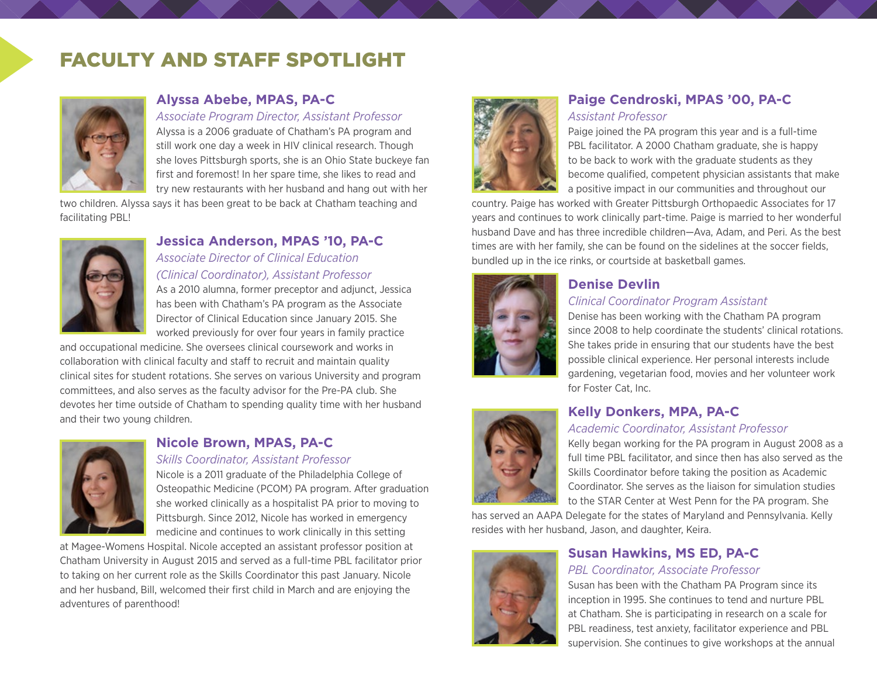# FACULTY AND STAFF SPOTLIGHT

### Alyssa Abebe, MPAS, PA-C

*Associate Program Director, Assistant Professor*

Alyssa is a 2006 graduate of Chatham's PA program and still work one day a week in HIV clinical research. Though she loves Pittsburgh sports, she is an Ohio State buckeye fan first and foremost! In her spare time, she likes to read and try new restaurants with her husband and hang out with her two children. Alyssa says it has been great to be back at Chatham teaching and facilitating PBL!

### Jessica Anderson, MPAS '10, PA-C

*Associate Director of Clinical Education (Clinical Coordinator), Assistant Professor*

As a 2010 alumna, former preceptor and adjunct, Jessica has been with Chatham's PA program as the Associate Director of Clinical Education since January 2015. She worked previously for over four years in family practice and occupational medicine. She oversees clinical coursework and works in collaboration with clinical faculty and staff to recruit and maintain quality clinical sites for student rotations. She serves on various University and program committees, and also serves as the faculty advisor for the Pre-PA club. She devotes her time outside of Chatham to spending quality time with her husband and their two young children.

### Nicole Brown, MPAS, PA-C

*Skills Coordinator, Assistant Professor*

Nicole is a 2011 graduate of the Philadelphia College of Osteopathic Medicine (PCOM) PA program. After graduation she worked clinically as a hospitalist PA prior to moving to Pittsburgh. Since 2012, Nicole has worked in emergency medicine and continues to work clinically in this setting at Magee-Womens Hospital. Nicole accepted an assistant professor position at Chatham University in August 2015 and served as a full-time PBL facilitator prior to taking on her current role as the Skills Coordinator this past January. Nicole and her husband, Bill, welcomed their first child in March and are enjoying the adventures of parenthood!

### Paige Cendroski, MPAS '00, PA-C

*Assistant Professor*

Paige joined the PA program this year and is a full-time PBL facilitator. A 2000 Chatham graduate, she is happy to be back to work with the graduate students as they become qualified, competent physician assistants that make a positive impact in our communities and throughout our country. Paige has worked with Greater Pittsburgh Orthopaedic Associates for 17 years and continues to work clinically part-time. Paige is married to her wonderful husband Dave and has three incredible children—Ava, Adam, and Peri. As the best times are with her family, she can be found on the sidelines at the soccer fields, bundled up in the ice rinks, or courtside at basketball games.

### Denise Devlin

*Clinical Coordinator Program Assistant*

Denise has been working with the Chatham PA program since 2008 to help coordinate the students' clinical rotations. She takes pride in ensuring that our students have the best possible clinical experience. Her personal interests include gardening, vegetarian food, movies and her volunteer work for Foster Cat, Inc.

### Kelly Donkers, MPA, PA-C

*Academic Coordinator, Assistant Professor*

Kelly began working for the PA program in August 2008 as a full time PBL facilitator, and since then has also served as the Skills Coordinator before taking the position as Academic Coordinator. She serves as the liaison for simulation studies to the STAR Center at West Penn for the PA program. She has served an AAPA Delegate for the states of Maryland and Pennsylvania. Kelly resides with her husband, Jason, and daughter, Keira.

### Susan Hawkins, MS ED, PA-C

*PBL Coordinator, Associate Professor*

Susan has been with the Chatham PA Program since its inception in 1995. She continues to tend and nurture PBL at Chatham. She is participating in research on a scale for PBL readiness, test anxiety, facilitator experience and PBL supervision. She continues to give workshops at the annual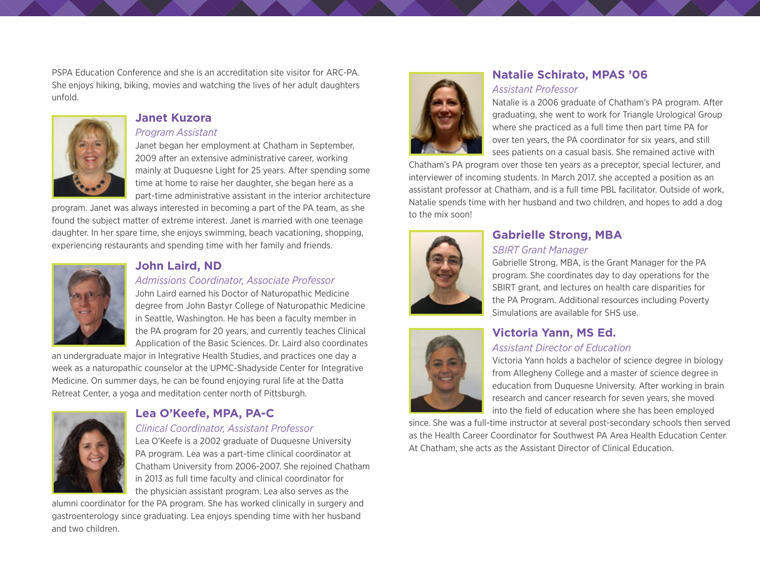PSPA Education Conference and she is an accreditation site visitor for ARC-PA. She enjoys hiking, biking, movies and watching the lives of her adult daughters unfold.

## Janet Kuzora

*Program Assistant*

Janet began her employment at Chatham in September, 2009 after an extensive administrative career, working mainly at Duquesne Light for 25 years. After spending some time at home to raise her daughter, she began here as a part-time administrative assistant in the interior architecture program. Janet was always interested in becoming a part of the PA team, as she found the subject matter of extreme interest. Janet is married with one teenage daughter. In her spare time, she enjoys swimming, beach vacationing, shopping, experiencing restaurants and spending time with her family and friends.

## John Laird, ND

*Admissions Coordinator, Associate Professor*

John Laird earned his Doctor of Naturopathic Medicine degree from John Bastyr College of Naturopathic Medicine in Seattle, Washington. He has been a faculty member in the PA program for 20 years, and currently teaches Clinical Application of the Basic Sciences. Dr. Laird also coordinates an undergraduate major in Integrative Health Studies, and practices one day a week as a naturopathic counselor at the UPMC-Shadyside Center for Integrative Medicine. On summer days, he can be found enjoying rural life at the Datta Retreat Center, a yoga and meditation center north of Pittsburgh.

## Lea O'Keefe, MPA, PA-C

*Clinical Coordinator, Assistant Professor*

Lea O'Keefe is a 2002 graduate of Duquesne University PA program. Lea was a part-time clinical coordinator at Chatham University from 2006-2007. She rejoined Chatham in 2013 as full time faculty and clinical coordinator for the physician assistant program. Lea also serves as the alumni coordinator for the PA program. She has worked clinically in surgery and gastroenterology since graduating. Lea enjoys spending time with her husband and two children.

## Natalie Schirato, MPAS '06

*Assistant Professor*

Natalie is a 2006 graduate of Chatham's PA program. After graduating, she went to work for Triangle Urological Group where she practiced as a full time then part time PA for over ten years, the PA coordinator for six years, and still sees patients on a casual basis. She remained active with Chatham's PA program over those ten years as a preceptor, special lecturer, and interviewer of incoming students. In March 2017, she accepted a position as an assistant professor at Chatham, and is a full time PBL facilitator. Outside of work, Natalie spends time with her husband and two children, and hopes to add a dog to the mix soon!

## Gabrielle Strong, MBA

*SBIRT Grant Manager*

Gabrielle Strong, MBA, is the Grant Manager for the PA program. She coordinates day to day operations for the SBIRT grant, and lectures on health care disparities for the PA Program. Additional resources including Poverty Simulations are available for SHS use.

## Victoria Yann, MS Ed.

*Assistant Director of Education*

Victoria Yann holds a bachelor of science degree in biology from Allegheny College and a master of science degree in education from Duquesne University. After working in brain research and cancer research for seven years, she moved into the field of education where she has been employed since. She was a full-time instructor at several post-secondary schools then served as the Health Career Coordinator for Southwest PA Area Health Education Center. At Chatham, she acts as the Assistant Director of Clinical Education.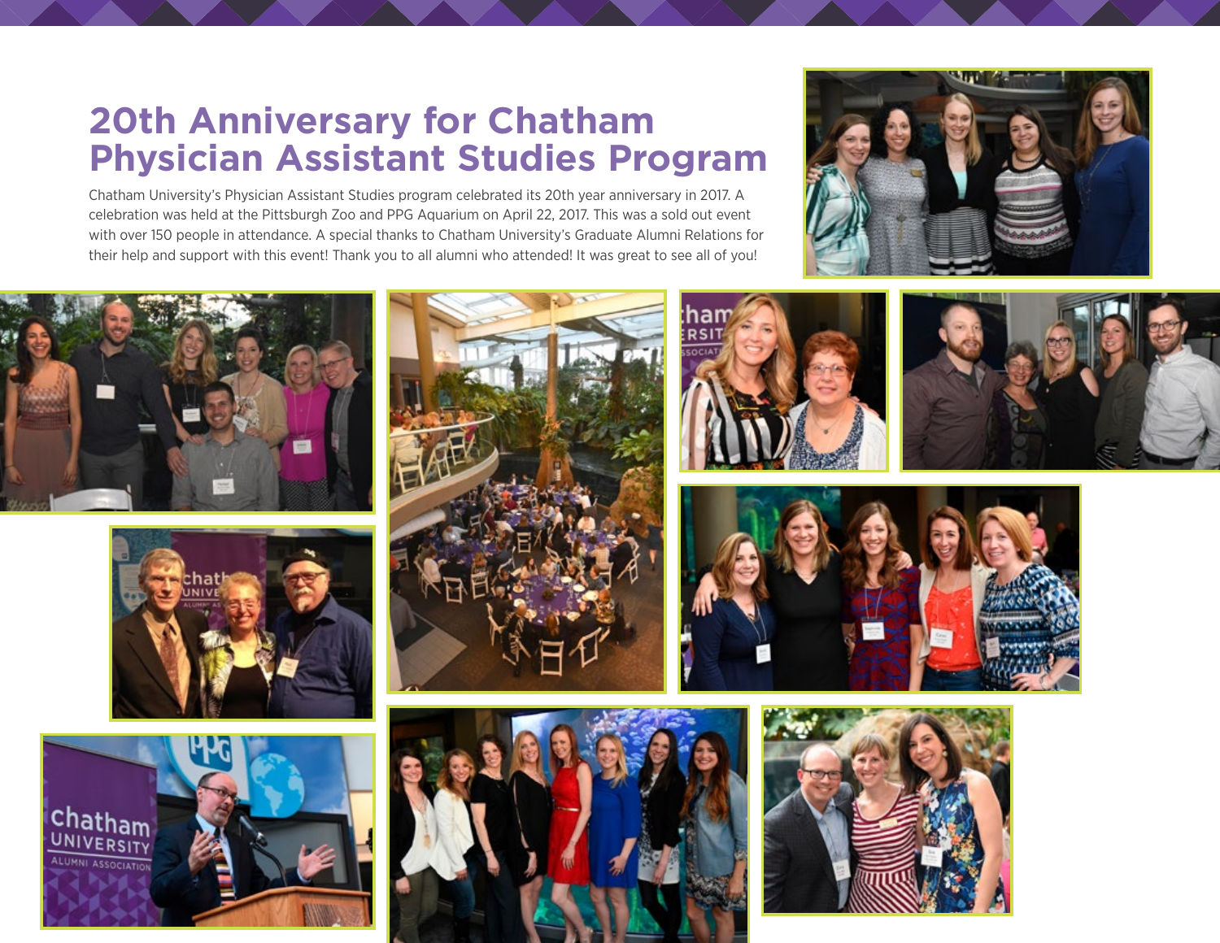# 20th Anniversary for Chatham Physician Assistant Studies Program

Chatham University's Physician Assistant Studies program celebrated its 20th year anniversary in 2017. A celebration was held at the Pittsburgh Zoo and PPG Aquarium on April 22, 2017. This was a sold out event with over 150 people in attendance. A special thanks to Chatham University's Graduate Alumni Relations for their help and support with this event! Thank you to all alumni who attended! It was great to see all of you!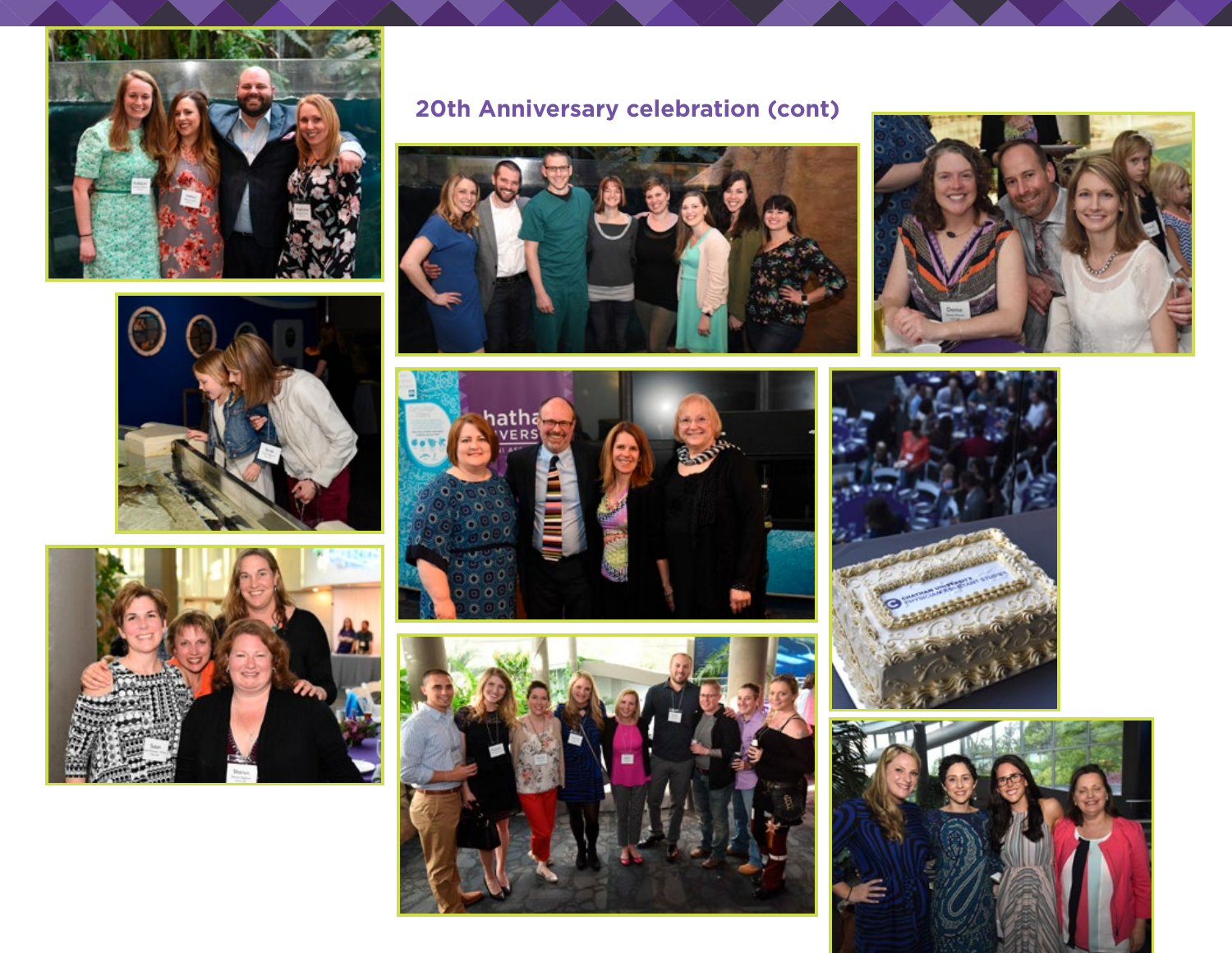## 20th Anniversary celebration (cont)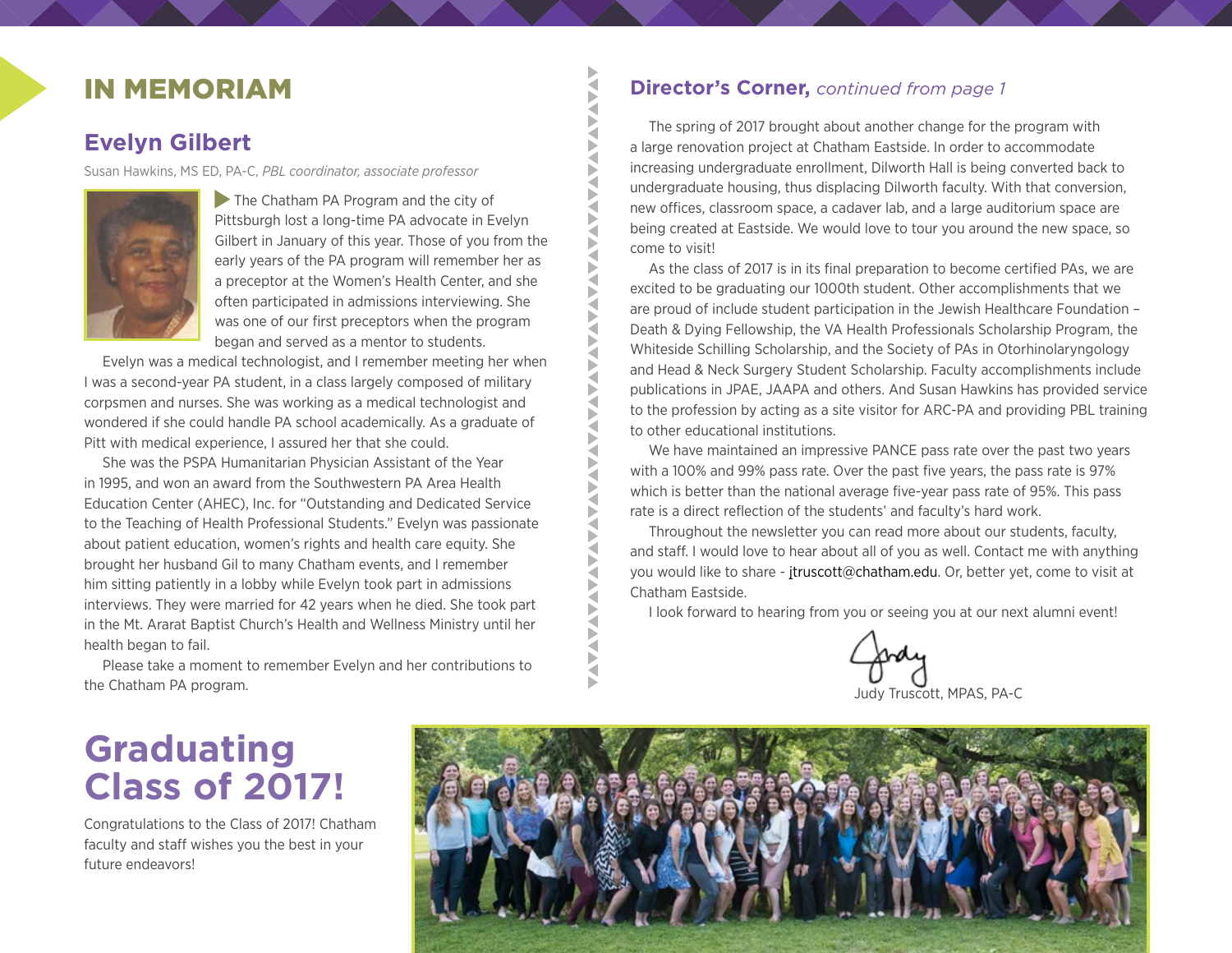# IN MEMORIAM

## Evelyn Gilbert

Susan Hawkins, MS ED, PA-C, *PBL coordinator, associate professor*

The Chatham PA Program and the city of Pittsburgh lost a long-time PA advocate in Evelyn Gilbert in January of this year. Those of you from the early years of the PA program will remember her as a preceptor at the Women's Health Center, and she often participated in admissions interviewing. She was one of our first preceptors when the program began and served as a mentor to students.

Evelyn was a medical technologist, and I remember meeting her when I was a second-year PA student, in a class largely composed of military corpsmen and nurses. She was working as a medical technologist and wondered if she could handle PA school academically. As a graduate of Pitt with medical experience, I assured her that she could.

She was the PSPA Humanitarian Physician Assistant of the Year in 1995, and won an award from the Southwestern PA Area Health Education Center (AHEC), Inc. for "Outstanding and Dedicated Service to the Teaching of Health Professional Students." Evelyn was passionate about patient education, women's rights and health care equity. She brought her husband Gil to many Chatham events, and I remember him sitting patiently in a lobby while Evelyn took part in admissions interviews. They were married for 42 years when he died. She took part in the Mt. Ararat Baptist Church's Health and Wellness Ministry until her health began to fail.

Please take a moment to remember Evelyn and her contributions to the Chatham PA program.

## Director's Corner, *continued from page 1*

The spring of 2017 brought about another change for the program with a large renovation project at Chatham Eastside. In order to accommodate increasing undergraduate enrollment, Dilworth Hall is being converted back to undergraduate housing, thus displacing Dilworth faculty. With that conversion, new offices, classroom space, a cadaver lab, and a large auditorium space are being created at Eastside. We would love to tour you around the new space, so come to visit!

As the class of 2017 is in its final preparation to become certified PAs, we are excited to be graduating our 1000th student. Other accomplishments that we are proud of include student participation in the Jewish Healthcare Foundation – Death & Dying Fellowship, the VA Health Professionals Scholarship Program, the Whiteside Schilling Scholarship, and the Society of PAs in Otorhinolaryngology and Head & Neck Surgery Student Scholarship. Faculty accomplishments include publications in JPAE, JAAPA and others. And Susan Hawkins has provided service to the profession by acting as a site visitor for ARC-PA and providing PBL training to other educational institutions.

We have maintained an impressive PANCE pass rate over the past two years with a 100% and 99% pass rate. Over the past five years, the pass rate is 97% which is better than the national average five-year pass rate of 95%. This pass rate is a direct reflection of the students' and faculty's hard work.

Throughout the newsletter you can read more about our students, faculty, and staff. I would love to hear about all of you as well. Contact me with anything you would like to share - jtruscott@chatham.edu. Or, better yet, come to visit at Chatham Eastside.

I look forward to hearing from you or seeing you at our next alumni event!

Judy

Judy Truscott, MPAS, PA-C

# Graduating Class of 2017!

Congratulations to the Class of 2017! Chatham faculty and staff wishes you the best in your future endeavors!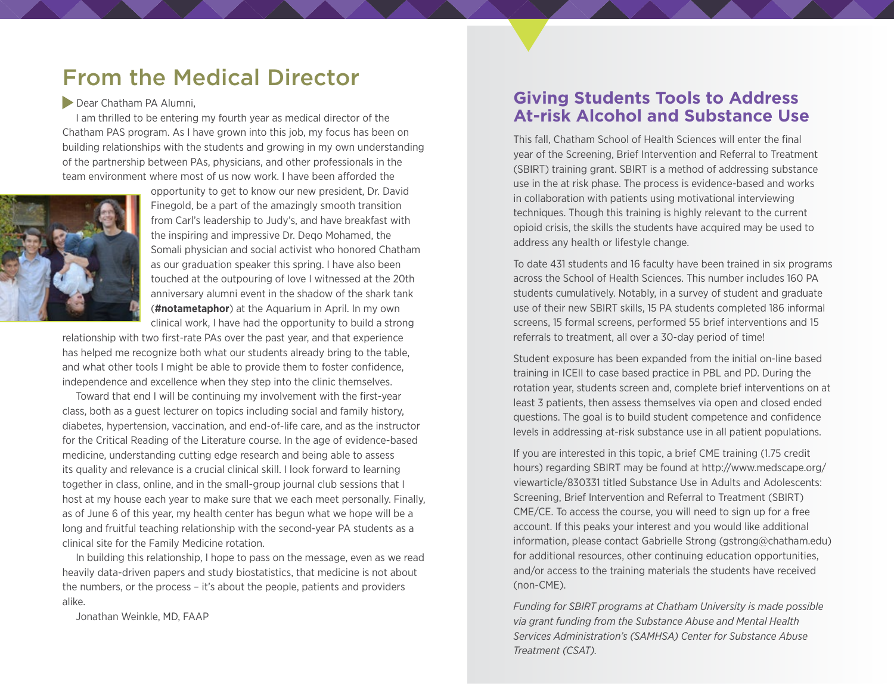## From the Medical Director

Dear Chatham PA Alumni,

I am thrilled to be entering my fourth year as medical director of the Chatham PAS program. As I have grown into this job, my focus has been on building relationships with the students and growing in my own understanding of the partnership between PAs, physicians, and other professionals in the team environment where most of us now work. I have been afforded the opportunity to get to know our new president, Dr. David Finegold, be a part of the amazingly smooth transition from Carl's leadership to Judy's, and have breakfast with the inspiring and impressive Dr. Deqo Mohamed, the Somali physician and social activist who honored Chatham as our graduation speaker this spring. I have also been touched at the outpouring of love I witnessed at the 20th anniversary alumni event in the shadow of the shark tank (**#notametaphor**) at the Aquarium in April. In my own clinical work, I have had the opportunity to build a strong relationship with two first-rate PAs over the past year, and that experience has helped me recognize both what our students already bring to the table, and what other tools I might be able to provide them to foster confidence, independence and excellence when they step into the clinic themselves.

Toward that end I will be continuing my involvement with the first-year class, both as a guest lecturer on topics including social and family history, diabetes, hypertension, vaccination, and end-of-life care, and as the instructor for the Critical Reading of the Literature course. In the age of evidence-based medicine, understanding cutting edge research and being able to assess its quality and relevance is a crucial clinical skill. I look forward to learning together in class, online, and in the small-group journal club sessions that I host at my house each year to make sure that we each meet personally. Finally, as of June 6 of this year, my health center has begun what we hope will be a long and fruitful teaching relationship with the second-year PA students as a clinical site for the Family Medicine rotation.

In building this relationship, I hope to pass on the message, even as we read heavily data-driven papers and study biostatistics, that medicine is not about the numbers, or the process – it's about the people, patients and providers alike.

Jonathan Weinkle, MD, FAAP

## Giving Students Tools to Address At-risk Alcohol and Substance Use

This fall, Chatham School of Health Sciences will enter the final year of the Screening, Brief Intervention and Referral to Treatment (SBIRT) training grant. SBIRT is a method of addressing substance use in the at risk phase. The process is evidence-based and works in collaboration with patients using motivational interviewing techniques. Though this training is highly relevant to the current opioid crisis, the skills the students have acquired may be used to address any health or lifestyle change.

To date 431 students and 16 faculty have been trained in six programs across the School of Health Sciences. This number includes 160 PA students cumulatively. Notably, in a survey of student and graduate use of their new SBIRT skills, 15 PA students completed 186 informal screens, 15 formal screens, performed 55 brief interventions and 15 referrals to treatment, all over a 30-day period of time!

Student exposure has been expanded from the initial on-line based training in ICEII to case based practice in PBL and PD. During the rotation year, students screen and, complete brief interventions on at least 3 patients, then assess themselves via open and closed ended questions. The goal is to build student competence and confidence levels in addressing at-risk substance use in all patient populations.

If you are interested in this topic, a brief CME training (1.75 credit hours) regarding SBIRT may be found at http://www.medscape.org/viewarticle/830331 titled Substance Use in Adults and Adolescents: Screening, Brief Intervention and Referral to Treatment (SBIRT) CME/CE. To access the course, you will need to sign up for a free account. If this peaks your interest and you would like additional information, please contact Gabrielle Strong (gstrong@chatham.edu) for additional resources, other continuing education opportunities, and/or access to the training materials the students have received (non-CME).

*Funding for SBIRT programs at Chatham University is made possible via grant funding from the Substance Abuse and Mental Health Services Administration's (SAMHSA) Center for Substance Abuse Treatment (CSAT).*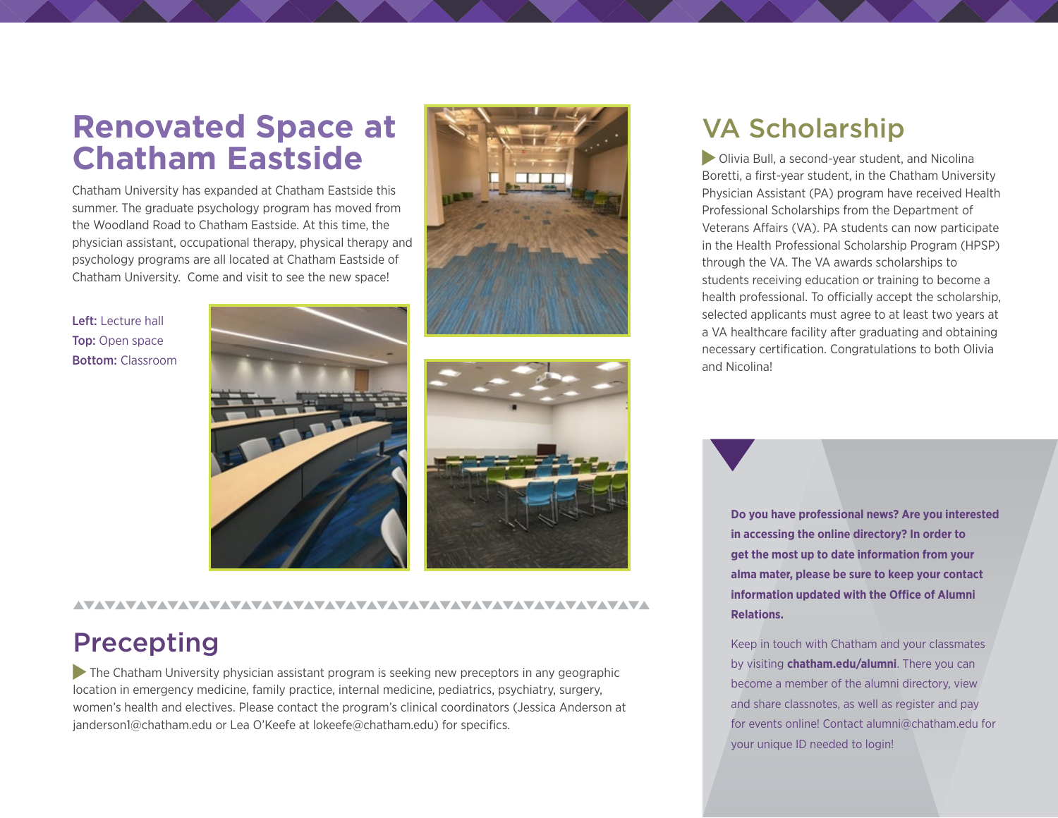## Renovated Space at Chatham Eastside

Chatham University has expanded at Chatham Eastside this summer. The graduate psychology program has moved from the Woodland Road to Chatham Eastside. At this time, the physician assistant, occupational therapy, physical therapy and psychology programs are all located at Chatham Eastside of Chatham University. Come and visit to see the new space!

**Left:** Lecture hall
**Top:** Open space
**Bottom:** Classroom

## Precepting

The Chatham University physician assistant program is seeking new preceptors in any geographic location in emergency medicine, family practice, internal medicine, pediatrics, psychiatry, surgery, women's health and electives. Please contact the program's clinical coordinators (Jessica Anderson at janderson1@chatham.edu or Lea O'Keefe at lokeefe@chatham.edu) for specifics.

## VA Scholarship

Olivia Bull, a second-year student, and Nicolina Boretti, a first-year student, in the Chatham University Physician Assistant (PA) program have received Health Professional Scholarships from the Department of Veterans Affairs (VA). PA students can now participate in the Health Professional Scholarship Program (HPSP) through the VA. The VA awards scholarships to students receiving education or training to become a health professional. To officially accept the scholarship, selected applicants must agree to at least two years at a VA healthcare facility after graduating and obtaining necessary certification. Congratulations to both Olivia and Nicolina!

**Do you have professional news? Are you interested in accessing the online directory? In order to get the most up to date information from your alma mater, please be sure to keep your contact information updated with the Office of Alumni Relations.**

Keep in touch with Chatham and your classmates by visiting **chatham.edu/alumni**. There you can become a member of the alumni directory, view and share classnotes, as well as register and pay for events online! Contact alumni@chatham.edu for your unique ID needed to login!